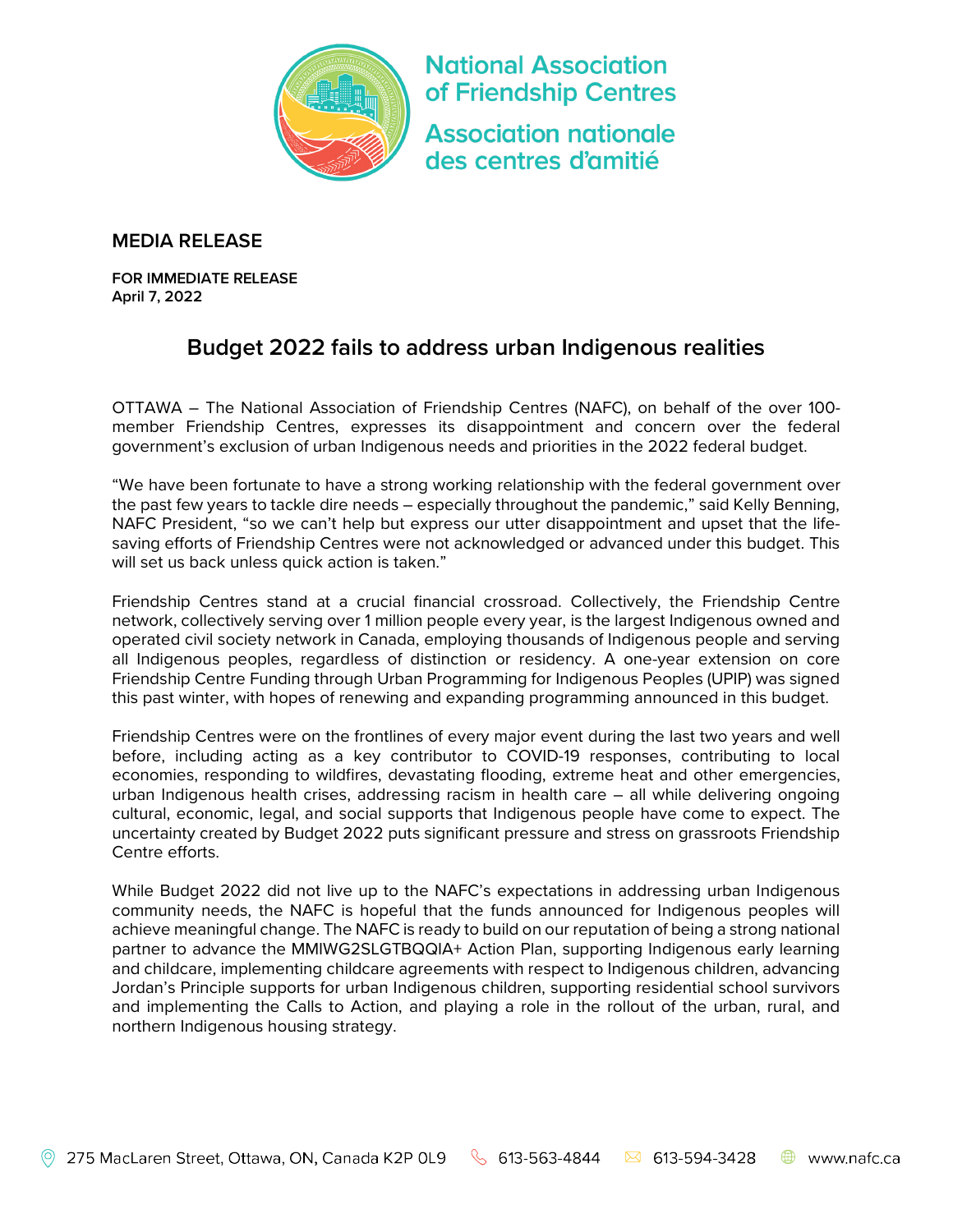National Association of Friendship Centres

Association nationale des centres d'amitié

## MEDIA RELEASE

**FOR IMMEDIATE RELEASE**
**April 7, 2022**

# Budget 2022 fails to address urban Indigenous realities

OTTAWA – The National Association of Friendship Centres (NAFC), on behalf of the over 100-member Friendship Centres, expresses its disappointment and concern over the federal government's exclusion of urban Indigenous needs and priorities in the 2022 federal budget.

"We have been fortunate to have a strong working relationship with the federal government over the past few years to tackle dire needs – especially throughout the pandemic," said Kelly Benning, NAFC President, "so we can't help but express our utter disappointment and upset that the life-saving efforts of Friendship Centres were not acknowledged or advanced under this budget. This will set us back unless quick action is taken."

Friendship Centres stand at a crucial financial crossroad. Collectively, the Friendship Centre network, collectively serving over 1 million people every year, is the largest Indigenous owned and operated civil society network in Canada, employing thousands of Indigenous people and serving all Indigenous peoples, regardless of distinction or residency. A one-year extension on core Friendship Centre Funding through Urban Programming for Indigenous Peoples (UPIP) was signed this past winter, with hopes of renewing and expanding programming announced in this budget.

Friendship Centres were on the frontlines of every major event during the last two years and well before, including acting as a key contributor to COVID-19 responses, contributing to local economies, responding to wildfires, devastating flooding, extreme heat and other emergencies, urban Indigenous health crises, addressing racism in health care – all while delivering ongoing cultural, economic, legal, and social supports that Indigenous people have come to expect. The uncertainty created by Budget 2022 puts significant pressure and stress on grassroots Friendship Centre efforts.

While Budget 2022 did not live up to the NAFC's expectations in addressing urban Indigenous community needs, the NAFC is hopeful that the funds announced for Indigenous peoples will achieve meaningful change. The NAFC is ready to build on our reputation of being a strong national partner to advance the MMIWG2SLGTBQQIA+ Action Plan, supporting Indigenous early learning and childcare, implementing childcare agreements with respect to Indigenous children, advancing Jordan's Principle supports for urban Indigenous children, supporting residential school survivors and implementing the Calls to Action, and playing a role in the rollout of the urban, rural, and northern Indigenous housing strategy.

275 MacLaren Street, Ottawa, ON, Canada K2P 0L9 | 613-563-4844 | 613-594-3428 | www.nafc.ca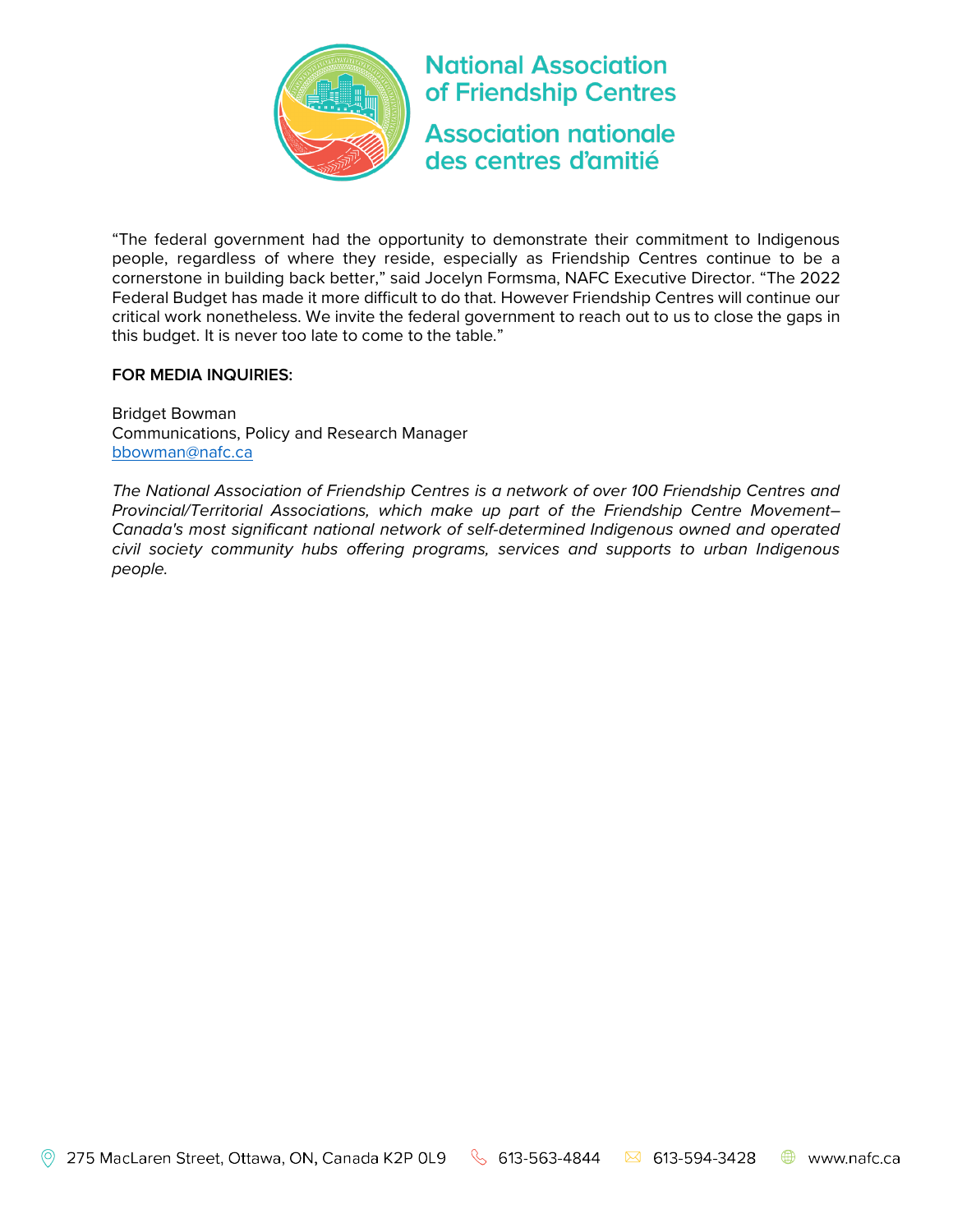"The federal government had the opportunity to demonstrate their commitment to Indigenous people, regardless of where they reside, especially as Friendship Centres continue to be a cornerstone in building back better," said Jocelyn Formsma, NAFC Executive Director. "The 2022 Federal Budget has made it more difficult to do that. However Friendship Centres will continue our critical work nonetheless. We invite the federal government to reach out to us to close the gaps in this budget. It is never too late to come to the table."

**FOR MEDIA INQUIRIES:**

Bridget Bowman
Communications, Policy and Research Manager
bbowman@nafc.ca

*The National Association of Friendship Centres is a network of over 100 Friendship Centres and Provincial/Territorial Associations, which make up part of the Friendship Centre Movement– Canada's most significant national network of self-determined Indigenous owned and operated civil society community hubs offering programs, services and supports to urban Indigenous people.*